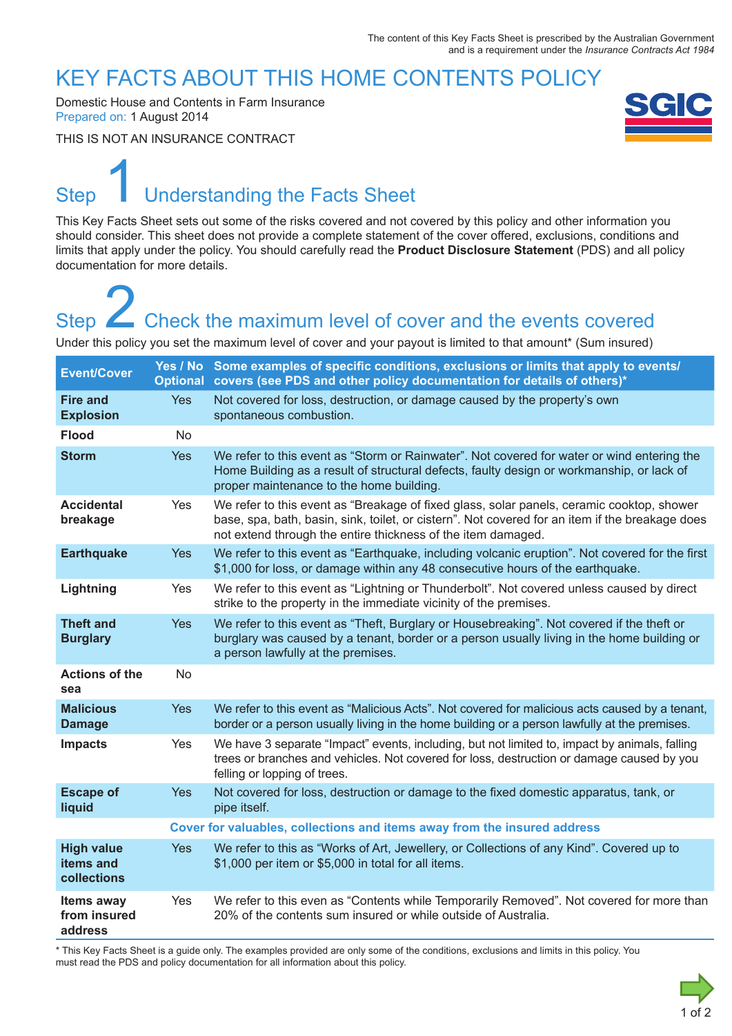The content of this Key Facts Sheet is prescribed by the Australian Government and is a requirement under the *Insurance Contracts Act 1984*

# KEY FACTS ABOUT THIS HOME CONTENTS POLICY

Domestic House and Contents in Farm Insurance
Prepared on: 1 August 2014

THIS IS NOT AN INSURANCE CONTRACT

SGIC

## Step 1 Understanding the Facts Sheet

This Key Facts Sheet sets out some of the risks covered and not covered by this policy and other information you should consider. This sheet does not provide a complete statement of the cover offered, exclusions, conditions and limits that apply under the policy. You should carefully read the **Product Disclosure Statement** (PDS) and all policy documentation for more details.

## Step 2 Check the maximum level of cover and the events covered

Under this policy you set the maximum level of cover and your payout is limited to that amount* (Sum insured)

| Event/Cover | Yes / No Optional | Some examples of specific conditions, exclusions or limits that apply to events/ covers (see PDS and other policy documentation for details of others)* |
|---|---|---|
| **Fire and Explosion** | Yes | Not covered for loss, destruction, or damage caused by the property's own spontaneous combustion. |
| **Flood** | No | |
| **Storm** | Yes | We refer to this event as "Storm or Rainwater". Not covered for water or wind entering the Home Building as a result of structural defects, faulty design or workmanship, or lack of proper maintenance to the home building. |
| **Accidental breakage** | Yes | We refer to this event as "Breakage of fixed glass, solar panels, ceramic cooktop, shower base, spa, bath, basin, sink, toilet, or cistern". Not covered for an item if the breakage does not extend through the entire thickness of the item damaged. |
| **Earthquake** | Yes | We refer to this event as "Earthquake, including volcanic eruption". Not covered for the first $1,000 for loss, or damage within any 48 consecutive hours of the earthquake. |
| **Lightning** | Yes | We refer to this event as "Lightning or Thunderbolt". Not covered unless caused by direct strike to the property in the immediate vicinity of the premises. |
| **Theft and Burglary** | Yes | We refer to this event as "Theft, Burglary or Housebreaking". Not covered if the theft or burglary was caused by a tenant, border or a person usually living in the home building or a person lawfully at the premises. |
| **Actions of the sea** | No | |
| **Malicious Damage** | Yes | We refer to this event as "Malicious Acts". Not covered for malicious acts caused by a tenant, border or a person usually living in the home building or a person lawfully at the premises. |
| **Impacts** | Yes | We have 3 separate "Impact" events, including, but not limited to, impact by animals, falling trees or branches and vehicles. Not covered for loss, destruction or damage caused by you felling or lopping of trees. |
| **Escape of liquid** | Yes | Not covered for loss, destruction or damage to the fixed domestic apparatus, tank, or pipe itself. |
| **Cover for valuables, collections and items away from the insured address** | | |
| **High value items and collections** | Yes | We refer to this as "Works of Art, Jewellery, or Collections of any Kind". Covered up to $1,000 per item or $5,000 in total for all items. |
| **Items away from insured address** | Yes | We refer to this even as "Contents while Temporarily Removed". Not covered for more than 20% of the contents sum insured or while outside of Australia. |

\* This Key Facts Sheet is a guide only. The examples provided are only some of the conditions, exclusions and limits in this policy. You must read the PDS and policy documentation for all information about this policy.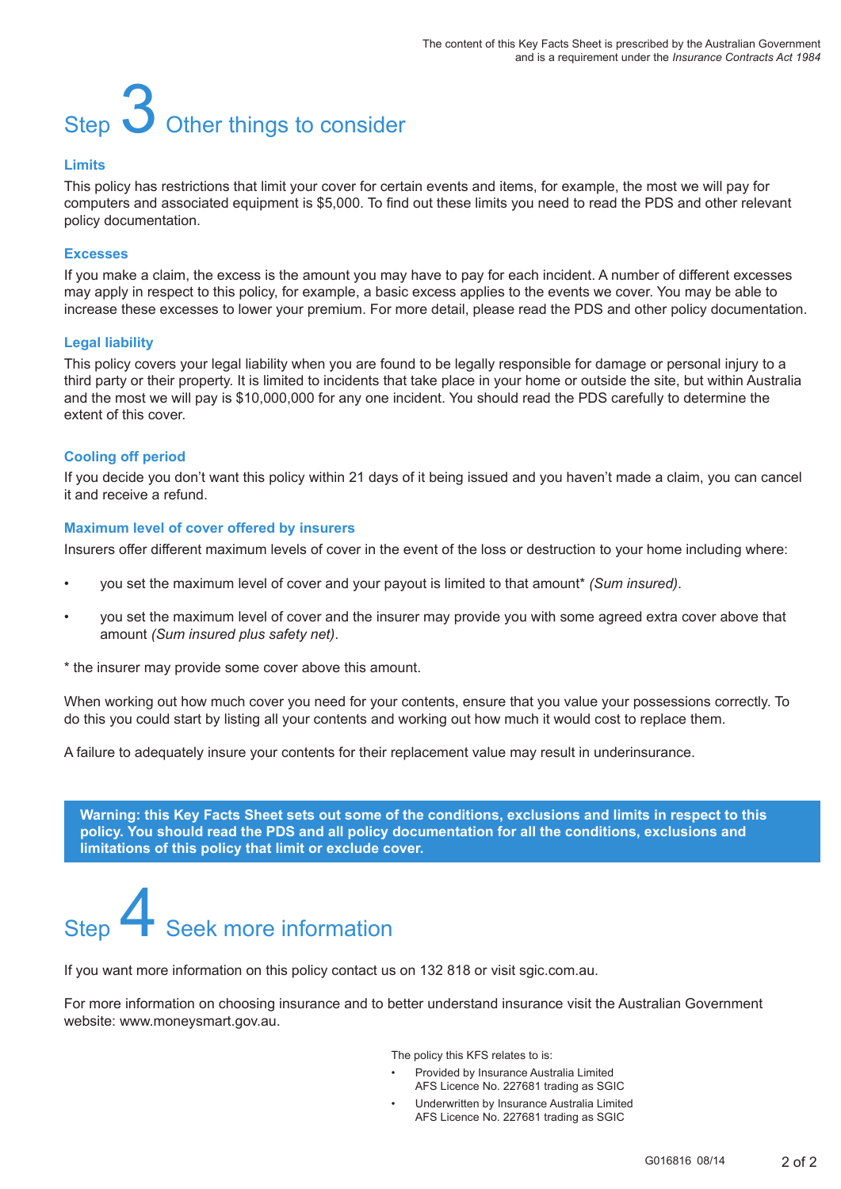The content of this Key Facts Sheet is prescribed by the Australian Government and is a requirement under the *Insurance Contracts Act 1984*

# Step 3 Other things to consider

### Limits

This policy has restrictions that limit your cover for certain events and items, for example, the most we will pay for computers and associated equipment is $5,000. To find out these limits you need to read the PDS and other relevant policy documentation.

### Excesses

If you make a claim, the excess is the amount you may have to pay for each incident. A number of different excesses may apply in respect to this policy, for example, a basic excess applies to the events we cover. You may be able to increase these excesses to lower your premium. For more detail, please read the PDS and other policy documentation.

### Legal liability

This policy covers your legal liability when you are found to be legally responsible for damage or personal injury to a third party or their property. It is limited to incidents that take place in your home or outside the site, but within Australia and the most we will pay is $10,000,000 for any one incident. You should read the PDS carefully to determine the extent of this cover.

### Cooling off period

If you decide you don't want this policy within 21 days of it being issued and you haven't made a claim, you can cancel it and receive a refund.

### Maximum level of cover offered by insurers

Insurers offer different maximum levels of cover in the event of the loss or destruction to your home including where:

- you set the maximum level of cover and your payout is limited to that amount* *(Sum insured)*.
- you set the maximum level of cover and the insurer may provide you with some agreed extra cover above that amount *(Sum insured plus safety net)*.

\* the insurer may provide some cover above this amount.

When working out how much cover you need for your contents, ensure that you value your possessions correctly. To do this you could start by listing all your contents and working out how much it would cost to replace them.

A failure to adequately insure your contents for their replacement value may result in underinsurance.

**Warning: this Key Facts Sheet sets out some of the conditions, exclusions and limits in respect to this policy. You should read the PDS and all policy documentation for all the conditions, exclusions and limitations of this policy that limit or exclude cover.**

# Step 4 Seek more information

If you want more information on this policy contact us on 132 818 or visit sgic.com.au.

For more information on choosing insurance and to better understand insurance visit the Australian Government website: www.moneysmart.gov.au.

The policy this KFS relates to is:

- Provided by Insurance Australia Limited
  AFS Licence No. 227681 trading as SGIC
- Underwritten by Insurance Australia Limited
  AFS Licence No. 227681 trading as SGIC

G016816 08/14